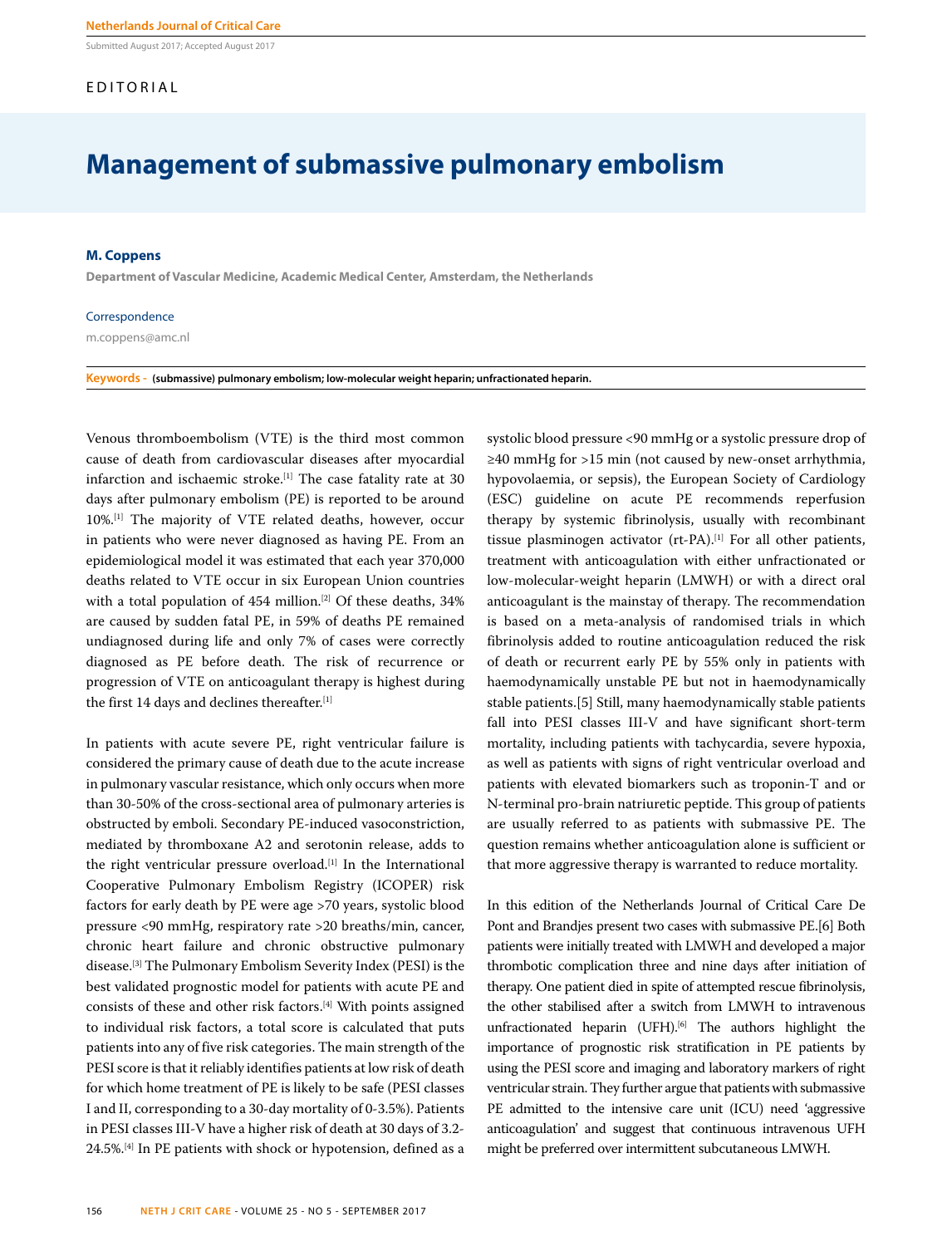Submitted August 2017; Accepted August 2017

EDITORIAL

# Management of submassive pulmonary embolism

**M. Coppens**

**Department of Vascular Medicine, Academic Medical Center, Amsterdam, the Netherlands**

Correspondence

m.coppens@amc.nl

**Keywords - (submassive) pulmonary embolism; low-molecular weight heparin; unfractionated heparin.**

Venous thromboembolism (VTE) is the third most common cause of death from cardiovascular diseases after myocardial infarction and ischaemic stroke.[1] The case fatality rate at 30 days after pulmonary embolism (PE) is reported to be around 10%.[1] The majority of VTE related deaths, however, occur in patients who were never diagnosed as having PE. From an epidemiological model it was estimated that each year 370,000 deaths related to VTE occur in six European Union countries with a total population of 454 million.[2] Of these deaths, 34% are caused by sudden fatal PE, in 59% of deaths PE remained undiagnosed during life and only 7% of cases were correctly diagnosed as PE before death. The risk of recurrence or progression of VTE on anticoagulant therapy is highest during the first 14 days and declines thereafter.[1]

In patients with acute severe PE, right ventricular failure is considered the primary cause of death due to the acute increase in pulmonary vascular resistance, which only occurs when more than 30-50% of the cross-sectional area of pulmonary arteries is obstructed by emboli. Secondary PE-induced vasoconstriction, mediated by thromboxane A2 and serotonin release, adds to the right ventricular pressure overload.[1] In the International Cooperative Pulmonary Embolism Registry (ICOPER) risk factors for early death by PE were age >70 years, systolic blood pressure <90 mmHg, respiratory rate >20 breaths/min, cancer, chronic heart failure and chronic obstructive pulmonary disease.[3] The Pulmonary Embolism Severity Index (PESI) is the best validated prognostic model for patients with acute PE and consists of these and other risk factors.[4] With points assigned to individual risk factors, a total score is calculated that puts patients into any of five risk categories. The main strength of the PESI score is that it reliably identifies patients at low risk of death for which home treatment of PE is likely to be safe (PESI classes I and II, corresponding to a 30-day mortality of 0-3.5%). Patients in PESI classes III-V have a higher risk of death at 30 days of 3.2-24.5%.[4] In PE patients with shock or hypotension, defined as a systolic blood pressure <90 mmHg or a systolic pressure drop of ≥40 mmHg for >15 min (not caused by new-onset arrhythmia, hypovolaemia, or sepsis), the European Society of Cardiology (ESC) guideline on acute PE recommends reperfusion therapy by systemic fibrinolysis, usually with recombinant tissue plasminogen activator (rt-PA).[1] For all other patients, treatment with anticoagulation with either unfractionated or low-molecular-weight heparin (LMWH) or with a direct oral anticoagulant is the mainstay of therapy. The recommendation is based on a meta-analysis of randomised trials in which fibrinolysis added to routine anticoagulation reduced the risk of death or recurrent early PE by 55% only in patients with haemodynamically unstable PE but not in haemodynamically stable patients.[5] Still, many haemodynamically stable patients fall into PESI classes III-V and have significant short-term mortality, including patients with tachycardia, severe hypoxia, as well as patients with signs of right ventricular overload and patients with elevated biomarkers such as troponin-T and or N-terminal pro-brain natriuretic peptide. This group of patients are usually referred to as patients with submassive PE. The question remains whether anticoagulation alone is sufficient or that more aggressive therapy is warranted to reduce mortality.

In this edition of the Netherlands Journal of Critical Care De Pont and Brandjes present two cases with submassive PE.[6] Both patients were initially treated with LMWH and developed a major thrombotic complication three and nine days after initiation of therapy. One patient died in spite of attempted rescue fibrinolysis, the other stabilised after a switch from LMWH to intravenous unfractionated heparin (UFH).[6] The authors highlight the importance of prognostic risk stratification in PE patients by using the PESI score and imaging and laboratory markers of right ventricular strain. They further argue that patients with submassive PE admitted to the intensive care unit (ICU) need 'aggressive anticoagulation' and suggest that continuous intravenous UFH might be preferred over intermittent subcutaneous LMWH.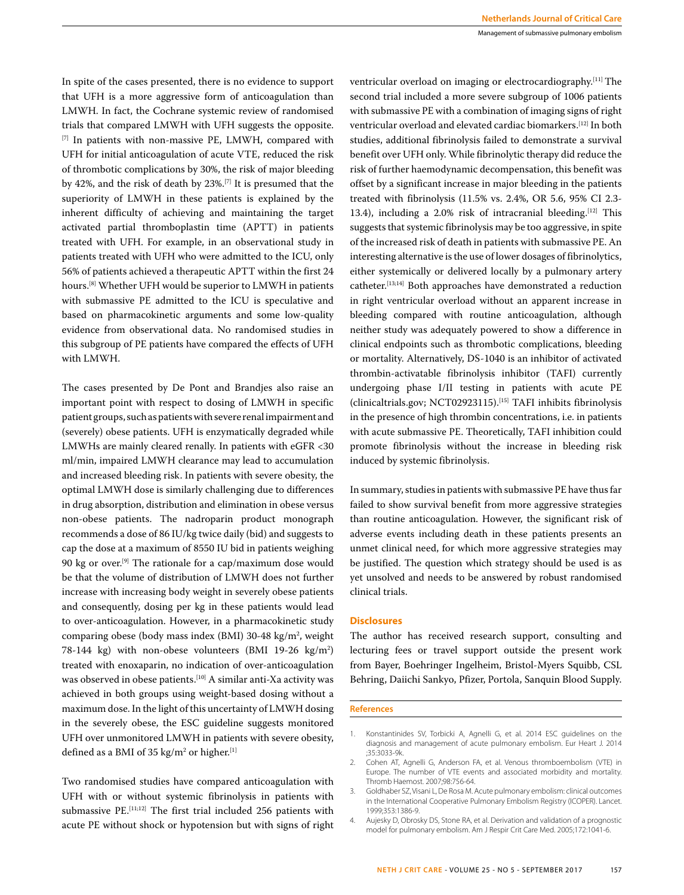In spite of the cases presented, there is no evidence to support that UFH is a more aggressive form of anticoagulation than LMWH. In fact, the Cochrane systemic review of randomised trials that compared LMWH with UFH suggests the opposite.[7] In patients with non-massive PE, LMWH, compared with UFH for initial anticoagulation of acute VTE, reduced the risk of thrombotic complications by 30%, the risk of major bleeding by 42%, and the risk of death by 23%.[7] It is presumed that the superiority of LMWH in these patients is explained by the inherent difficulty of achieving and maintaining the target activated partial thromboplastin time (APTT) in patients treated with UFH. For example, in an observational study in patients treated with UFH who were admitted to the ICU, only 56% of patients achieved a therapeutic APTT within the first 24 hours.[8] Whether UFH would be superior to LMWH in patients with submassive PE admitted to the ICU is speculative and based on pharmacokinetic arguments and some low-quality evidence from observational data. No randomised studies in this subgroup of PE patients have compared the effects of UFH with LMWH.

The cases presented by De Pont and Brandjes also raise an important point with respect to dosing of LMWH in specific patient groups, such as patients with severe renal impairment and (severely) obese patients. UFH is enzymatically degraded while LMWHs are mainly cleared renally. In patients with eGFR <30 ml/min, impaired LMWH clearance may lead to accumulation and increased bleeding risk. In patients with severe obesity, the optimal LMWH dose is similarly challenging due to differences in drug absorption, distribution and elimination in obese versus non-obese patients. The nadroparin product monograph recommends a dose of 86 IU/kg twice daily (bid) and suggests to cap the dose at a maximum of 8550 IU bid in patients weighing 90 kg or over.[9] The rationale for a cap/maximum dose would be that the volume of distribution of LMWH does not further increase with increasing body weight in severely obese patients and consequently, dosing per kg in these patients would lead to over-anticoagulation. However, in a pharmacokinetic study comparing obese (body mass index (BMI) 30-48 kg/m$^2$, weight 78-144 kg) with non-obese volunteers (BMI 19-26 kg/m$^2$) treated with enoxaparin, no indication of over-anticoagulation was observed in obese patients.[10] A similar anti-Xa activity was achieved in both groups using weight-based dosing without a maximum dose. In the light of this uncertainty of LMWH dosing in the severely obese, the ESC guideline suggests monitored UFH over unmonitored LMWH in patients with severe obesity, defined as a BMI of 35 kg/m$^2$ or higher.[1]

Two randomised studies have compared anticoagulation with UFH with or without systemic fibrinolysis in patients with submassive PE.[11;12] The first trial included 256 patients with acute PE without shock or hypotension but with signs of right ventricular overload on imaging or electrocardiography.[11] The second trial included a more severe subgroup of 1006 patients with submassive PE with a combination of imaging signs of right ventricular overload and elevated cardiac biomarkers.[12] In both studies, additional fibrinolysis failed to demonstrate a survival benefit over UFH only. While fibrinolytic therapy did reduce the risk of further haemodynamic decompensation, this benefit was offset by a significant increase in major bleeding in the patients treated with fibrinolysis (11.5% vs. 2.4%, OR 5.6, 95% CI 2.3-13.4), including a 2.0% risk of intracranial bleeding.[12] This suggests that systemic fibrinolysis may be too aggressive, in spite of the increased risk of death in patients with submassive PE. An interesting alternative is the use of lower dosages of fibrinolytics, either systemically or delivered locally by a pulmonary artery catheter.[13;14] Both approaches have demonstrated a reduction in right ventricular overload without an apparent increase in bleeding compared with routine anticoagulation, although neither study was adequately powered to show a difference in clinical endpoints such as thrombotic complications, bleeding or mortality. Alternatively, DS-1040 is an inhibitor of activated thrombin-activatable fibrinolysis inhibitor (TAFI) currently undergoing phase I/II testing in patients with acute PE (clinicaltrials.gov; NCT02923115).[15] TAFI inhibits fibrinolysis in the presence of high thrombin concentrations, i.e. in patients with acute submassive PE. Theoretically, TAFI inhibition could promote fibrinolysis without the increase in bleeding risk induced by systemic fibrinolysis.

In summary, studies in patients with submassive PE have thus far failed to show survival benefit from more aggressive strategies than routine anticoagulation. However, the significant risk of adverse events including death in these patients presents an unmet clinical need, for which more aggressive strategies may be justified. The question which strategy should be used is as yet unsolved and needs to be answered by robust randomised clinical trials.

## Disclosures

The author has received research support, consulting and lecturing fees or travel support outside the present work from Bayer, Boehringer Ingelheim, Bristol-Myers Squibb, CSL Behring, Daiichi Sankyo, Pfizer, Portola, Sanquin Blood Supply.

## References

1. Konstantinides SV, Torbicki A, Agnelli G, et al. 2014 ESC guidelines on the diagnosis and management of acute pulmonary embolism. Eur Heart J. 2014 ;35:3033-9k.
2. Cohen AT, Agnelli G, Anderson FA, et al. Venous thromboembolism (VTE) in Europe. The number of VTE events and associated morbidity and mortality. Thromb Haemost. 2007;98:756-64.
3. Goldhaber SZ, Visani L, De Rosa M. Acute pulmonary embolism: clinical outcomes in the International Cooperative Pulmonary Embolism Registry (ICOPER). Lancet. 1999;353:1386-9.
4. Aujesky D, Obrosky DS, Stone RA, et al. Derivation and validation of a prognostic model for pulmonary embolism. Am J Respir Crit Care Med. 2005;172:1041-6.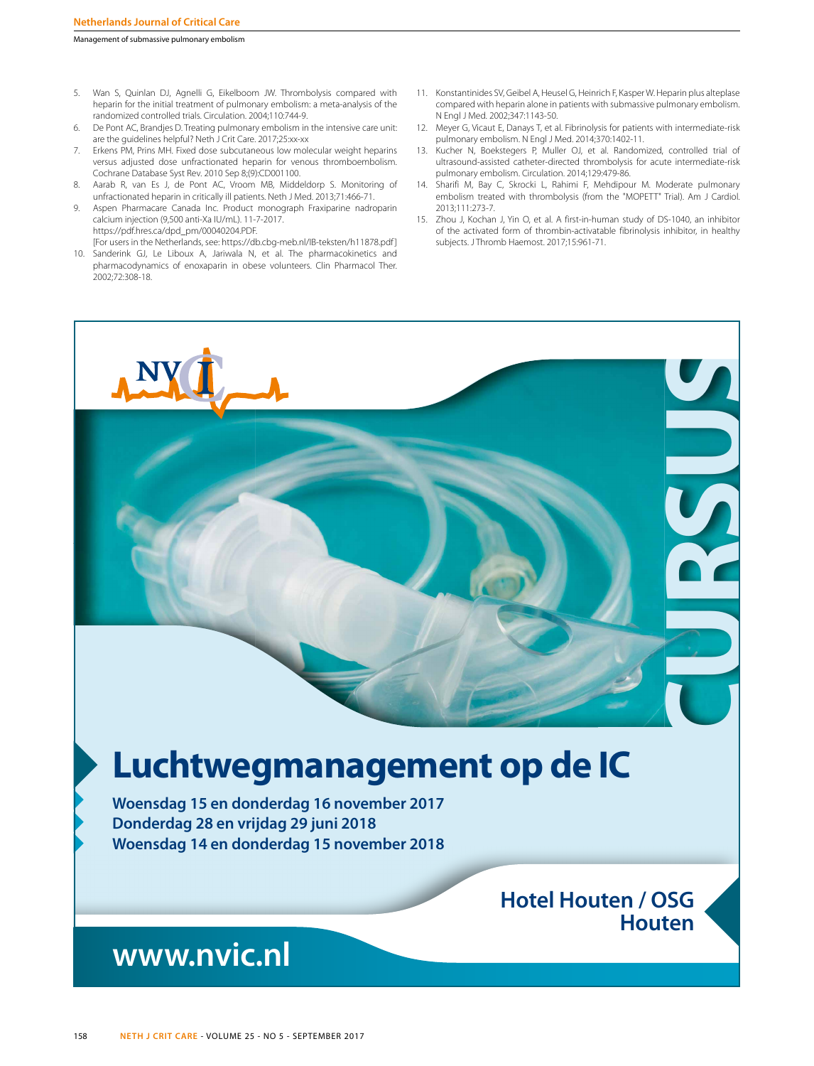5. Wan S, Quinlan DJ, Agnelli G, Eikelboom JW. Thrombolysis compared with heparin for the initial treatment of pulmonary embolism: a meta-analysis of the randomized controlled trials. Circulation. 2004;110:744-9.
6. De Pont AC, Brandjes D. Treating pulmonary embolism in the intensive care unit: are the guidelines helpful? Neth J Crit Care. 2017;25:xx-xx
7. Erkens PM, Prins MH. Fixed dose subcutaneous low molecular weight heparins versus adjusted dose unfractionated heparin for venous thromboembolism. Cochrane Database Syst Rev. 2010 Sep 8;(9):CD001100.
8. Aarab R, van Es J, de Pont AC, Vroom MB, Middeldorp S. Monitoring of unfractionated heparin in critically ill patients. Neth J Med. 2013;71:466-71.
9. Aspen Pharmacare Canada Inc. Product monograph Fraxiparine nadroparin calcium injection (9,500 anti-Xa IU/mL). 11-7-2017. https://pdf.hres.ca/dpd_pm/00040204.PDF. [For users in the Netherlands, see: https://db.cbg-meb.nl/IB-teksten/h11878.pdf]
10. Sanderink GJ, Le Liboux A, Jariwala N, et al. The pharmacokinetics and pharmacodynamics of enoxaparin in obese volunteers. Clin Pharmacol Ther. 2002;72:308-18.
11. Konstantinides SV, Geibel A, Heusel G, Heinrich F, Kasper W. Heparin plus alteplase compared with heparin alone in patients with submassive pulmonary embolism. N Engl J Med. 2002;347:1143-50.
12. Meyer G, Vicaut E, Danays T, et al. Fibrinolysis for patients with intermediate-risk pulmonary embolism. N Engl J Med. 2014;370:1402-11.
13. Kucher N, Boekstegers P, Muller OJ, et al. Randomized, controlled trial of ultrasound-assisted catheter-directed thrombolysis for acute intermediate-risk pulmonary embolism. Circulation. 2014;129:479-86.
14. Sharifi M, Bay C, Skrocki L, Rahimi F, Mehdipour M. Moderate pulmonary embolism treated with thrombolysis (from the "MOPETT" Trial). Am J Cardiol. 2013;111:273-7.
15. Zhou J, Kochan J, Yin O, et al. A first-in-human study of DS-1040, an inhibitor of the activated form of thrombin-activatable fibrinolysis inhibitor, in healthy subjects. J Thromb Haemost. 2017;15:961-71.

NVIC

CURSUS

# Luchtwegmanagement op de IC

**Woensdag 15 en donderdag 16 november 2017**
**Donderdag 28 en vrijdag 29 juni 2018**
**Woensdag 14 en donderdag 15 november 2018**

**Hotel Houten / OSG Houten**

**www.nvic.nl**